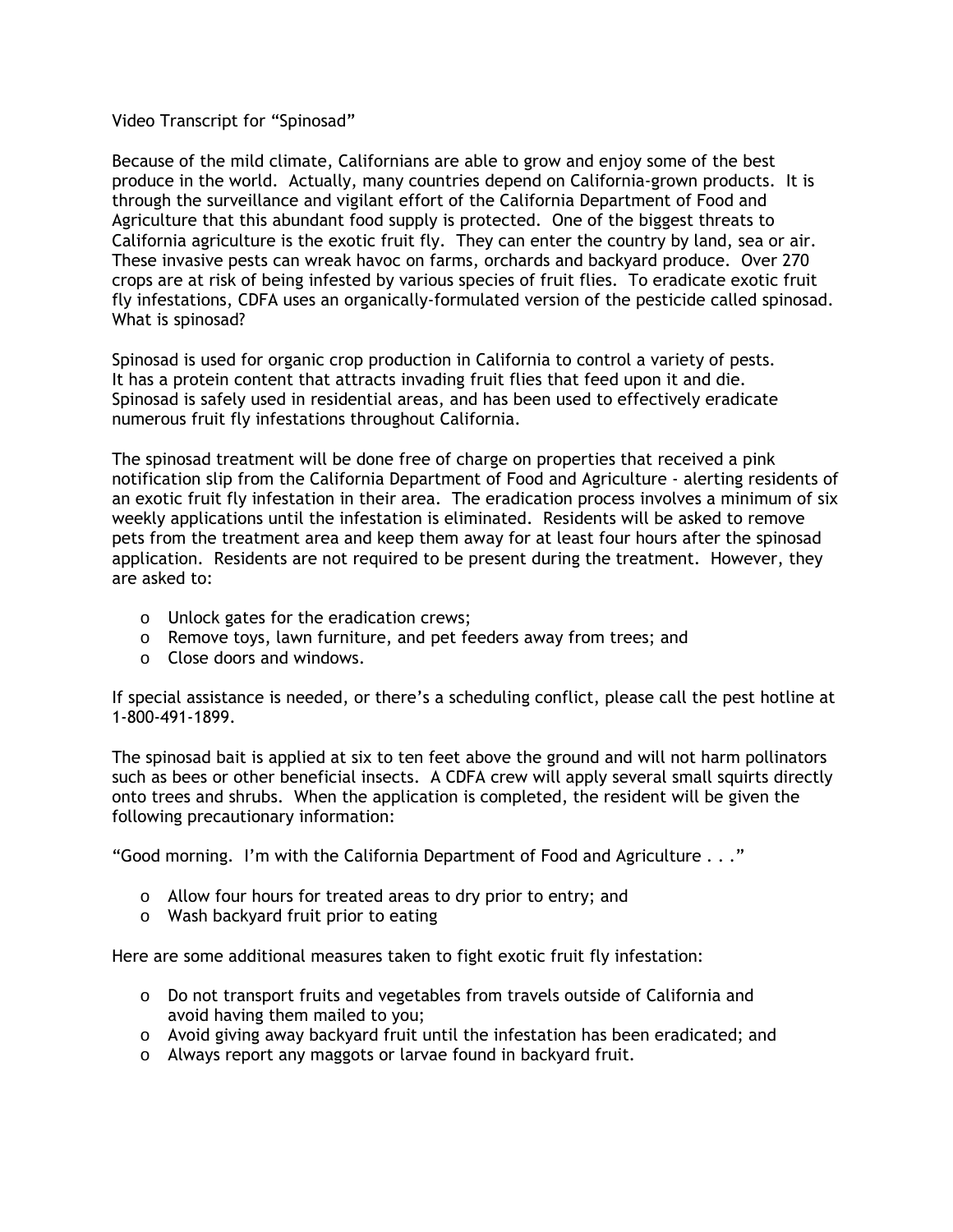Video Transcript for “Spinosad”

Because of the mild climate, Californians are able to grow and enjoy some of the best produce in the world. Actually, many countries depend on California-grown products. It is through the surveillance and vigilant effort of the California Department of Food and Agriculture that this abundant food supply is protected. One of the biggest threats to California agriculture is the exotic fruit fly. They can enter the country by land, sea or air. These invasive pests can wreak havoc on farms, orchards and backyard produce. Over 270 crops are at risk of being infested by various species of fruit flies. To eradicate exotic fruit fly infestations, CDFA uses an organically-formulated version of the pesticide called spinosad. What is spinosad?

Spinosad is used for organic crop production in California to control a variety of pests. It has a protein content that attracts invading fruit flies that feed upon it and die. Spinosad is safely used in residential areas, and has been used to effectively eradicate numerous fruit fly infestations throughout California.

The spinosad treatment will be done free of charge on properties that received a pink notification slip from the California Department of Food and Agriculture - alerting residents of an exotic fruit fly infestation in their area. The eradication process involves a minimum of six weekly applications until the infestation is eliminated. Residents will be asked to remove pets from the treatment area and keep them away for at least four hours after the spinosad application. Residents are not required to be present during the treatment. However, they are asked to:

- Unlock gates for the eradication crews;
- Remove toys, lawn furniture, and pet feeders away from trees; and
- Close doors and windows.

If special assistance is needed, or there’s a scheduling conflict, please call the pest hotline at 1-800-491-1899.

The spinosad bait is applied at six to ten feet above the ground and will not harm pollinators such as bees or other beneficial insects. A CDFA crew will apply several small squirts directly onto trees and shrubs. When the application is completed, the resident will be given the following precautionary information:

“Good morning. I’m with the California Department of Food and Agriculture . . .”

- Allow four hours for treated areas to dry prior to entry; and
- Wash backyard fruit prior to eating

Here are some additional measures taken to fight exotic fruit fly infestation:

- Do not transport fruits and vegetables from travels outside of California and avoid having them mailed to you;
- Avoid giving away backyard fruit until the infestation has been eradicated; and
- Always report any maggots or larvae found in backyard fruit.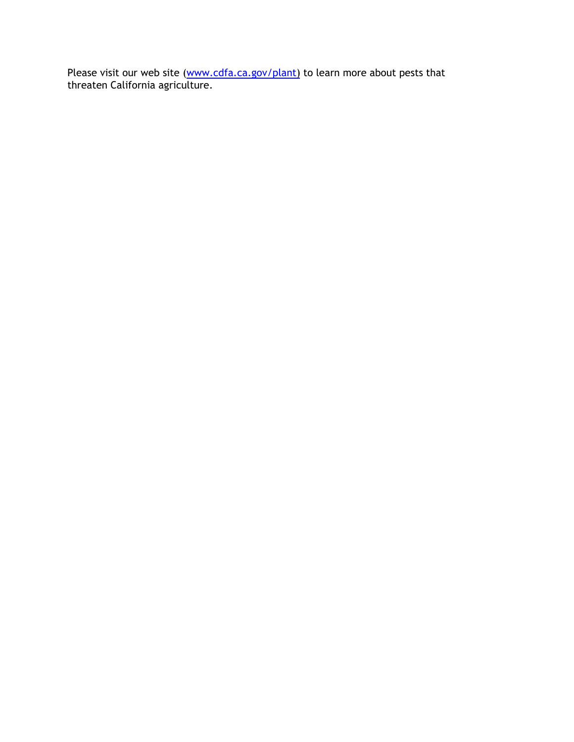Please visit our web site ([www.cdfa.ca.gov/plant](http://www.cdfa.ca.gov/plant)) to learn more about pests that threaten California agriculture.